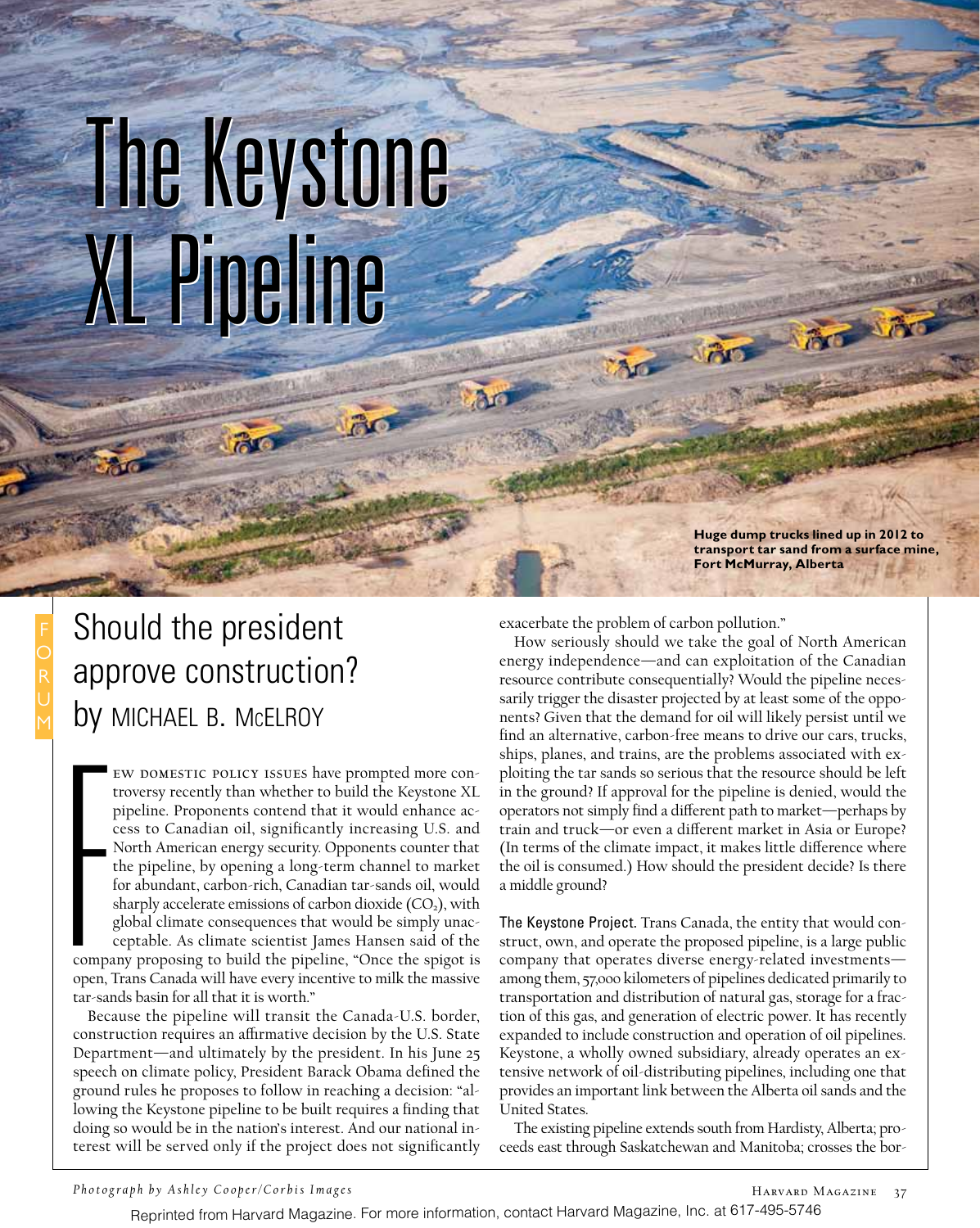# The Keystone XL Pipeline

Huge dump trucks lined up in 2012 to transport tar sand from a surface mine, Fort McMurray, Alberta

FORUM

## Should the president approve construction?

by MICHAEL B. McELROY

FEW DOMESTIC POLICY ISSUES have prompted more controversy recently than whether to build the Keystone XL pipeline. Proponents contend that it would enhance access to Canadian oil, significantly increasing U.S. and North American energy security. Opponents counter that the pipeline, by opening a long-term channel to market for abundant, carbon-rich, Canadian tar-sands oil, would sharply accelerate emissions of carbon dioxide ($CO_2$), with global climate consequences that would be simply unacceptable. As climate scientist James Hansen said of the company proposing to build the pipeline, "Once the spigot is open, Trans Canada will have every incentive to milk the massive tar-sands basin for all that it is worth."

Because the pipeline will transit the Canada-U.S. border, construction requires an affirmative decision by the U.S. State Department—and ultimately by the president. In his June 25 speech on climate policy, President Barack Obama defined the ground rules he proposes to follow in reaching a decision: "allowing the Keystone pipeline to be built requires a finding that doing so would be in the nation's interest. And our national interest will be served only if the project does not significantly exacerbate the problem of carbon pollution."

How seriously should we take the goal of North American energy independence—and can exploitation of the Canadian resource contribute consequentially? Would the pipeline necessarily trigger the disaster projected by at least some of the opponents? Given that the demand for oil will likely persist until we find an alternative, carbon-free means to drive our cars, trucks, ships, planes, and trains, are the problems associated with exploiting the tar sands so serious that the resource should be left in the ground? If approval for the pipeline is denied, would the operators not simply find a different path to market—perhaps by train and truck—or even a different market in Asia or Europe? (In terms of the climate impact, it makes little difference where the oil is consumed.) How should the president decide? Is there a middle ground?

**The Keystone Project.** Trans Canada, the entity that would construct, own, and operate the proposed pipeline, is a large public company that operates diverse energy-related investments—among them, 57,000 kilometers of pipelines dedicated primarily to transportation and distribution of natural gas, storage for a fraction of this gas, and generation of electric power. It has recently expanded to include construction and operation of oil pipelines. Keystone, a wholly owned subsidiary, already operates an extensive network of oil-distributing pipelines, including one that provides an important link between the Alberta oil sands and the United States.

The existing pipeline extends south from Hardisty, Alberta; proceeds east through Saskatchewan and Manitoba; crosses the bor-

*Photograph by Ashley Cooper/Corbis Images*

Reprinted from Harvard Magazine. For more information, contact Harvard Magazine, Inc. at 617-495-5746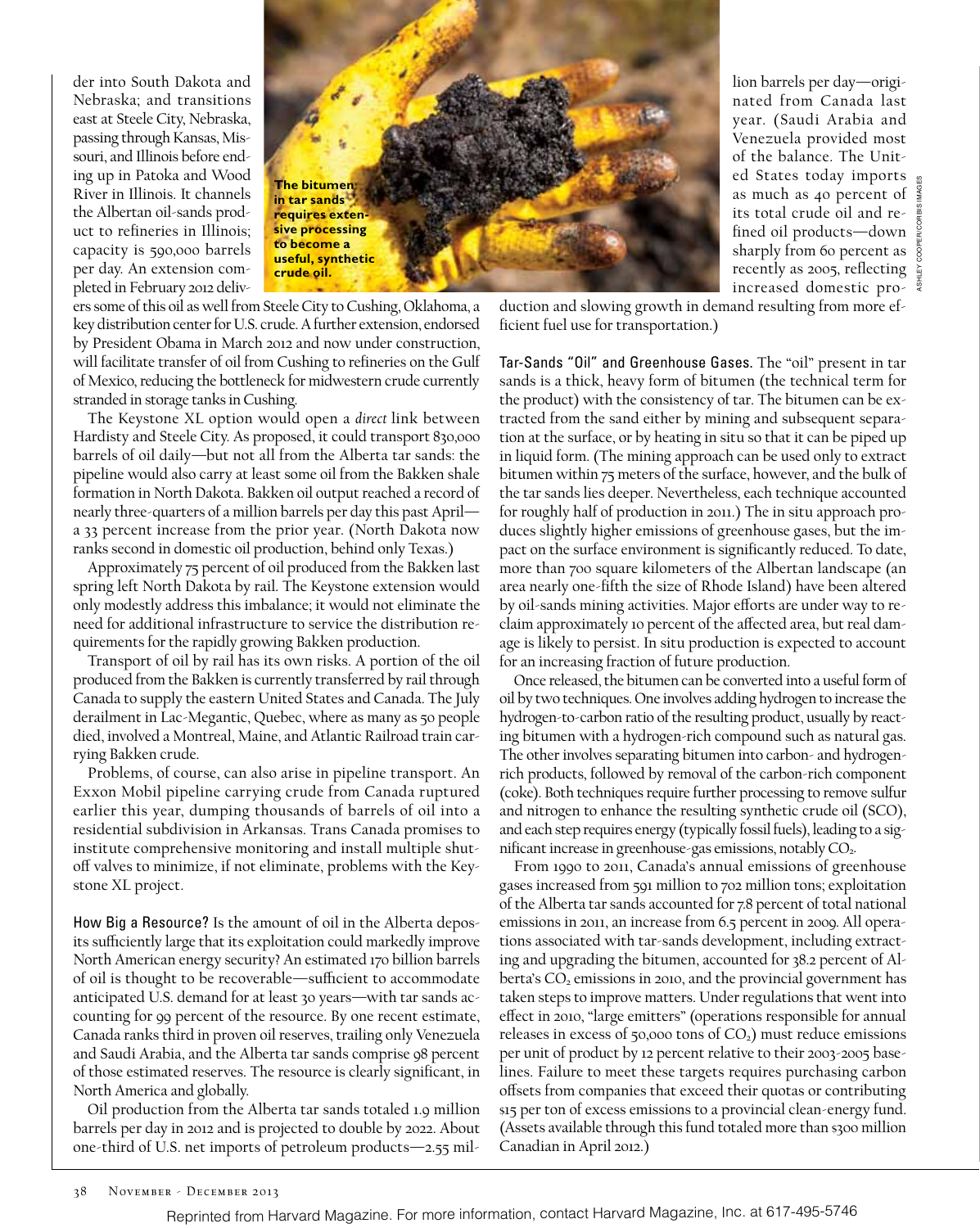der into South Dakota and Nebraska; and transitions east at Steele City, Nebraska, passing through Kansas, Missouri, and Illinois before ending up in Patoka and Wood River in Illinois. It channels the Albertan oil-sands product to refineries in Illinois; capacity is 590,000 barrels per day. An extension completed in February 2012 delivers some of this oil as well from Steele City to Cushing, Oklahoma, a key distribution center for U.S. crude. A further extension, endorsed by President Obama in March 2012 and now under construction, will facilitate transfer of oil from Cushing to refineries on the Gulf of Mexico, reducing the bottleneck for midwestern crude currently stranded in storage tanks in Cushing.

**The bitumen in tar sands requires extensive processing to become a useful, synthetic crude oil.**

The Keystone XL option would open a *direct* link between Hardisty and Steele City. As proposed, it could transport 830,000 barrels of oil daily—but not all from the Alberta tar sands: the pipeline would also carry at least some oil from the Bakken shale formation in North Dakota. Bakken oil output reached a record of nearly three-quarters of a million barrels per day this past April—a 33 percent increase from the prior year. (North Dakota now ranks second in domestic oil production, behind only Texas.)

Approximately 75 percent of oil produced from the Bakken last spring left North Dakota by rail. The Keystone extension would only modestly address this imbalance; it would not eliminate the need for additional infrastructure to service the distribution requirements for the rapidly growing Bakken production.

Transport of oil by rail has its own risks. A portion of the oil produced from the Bakken is currently transferred by rail through Canada to supply the eastern United States and Canada. The July derailment in Lac-Megantic, Quebec, where as many as 50 people died, involved a Montreal, Maine, and Atlantic Railroad train carrying Bakken crude.

Problems, of course, can also arise in pipeline transport. An Exxon Mobil pipeline carrying crude from Canada ruptured earlier this year, dumping thousands of barrels of oil into a residential subdivision in Arkansas. Trans Canada promises to institute comprehensive monitoring and install multiple shutoff valves to minimize, if not eliminate, problems with the Keystone XL project.

**How Big a Resource?** Is the amount of oil in the Alberta deposits sufficiently large that its exploitation could markedly improve North American energy security? An estimated 170 billion barrels of oil is thought to be recoverable—sufficient to accommodate anticipated U.S. demand for at least 30 years—with tar sands accounting for 99 percent of the resource. By one recent estimate, Canada ranks third in proven oil reserves, trailing only Venezuela and Saudi Arabia, and the Alberta tar sands comprise 98 percent of those estimated reserves. The resource is clearly significant, in North America and globally.

Oil production from the Alberta tar sands totaled 1.9 million barrels per day in 2012 and is projected to double by 2022. About one-third of U.S. net imports of petroleum products—2.55 million barrels per day—originated from Canada last year. (Saudi Arabia and Venezuela provided most of the balance. The United States today imports as much as 40 percent of its total crude oil and refined oil products—down sharply from 60 percent as recently as 2005, reflecting increased domestic production and slowing growth in demand resulting from more efficient fuel use for transportation.)

**Tar-Sands "Oil" and Greenhouse Gases.** The "oil" present in tar sands is a thick, heavy form of bitumen (the technical term for the product) with the consistency of tar. The bitumen can be extracted from the sand either by mining and subsequent separation at the surface, or by heating in situ so that it can be piped up in liquid form. (The mining approach can be used only to extract bitumen within 75 meters of the surface, however, and the bulk of the tar sands lies deeper. Nevertheless, each technique accounted for roughly half of production in 2011.) The in situ approach produces slightly higher emissions of greenhouse gases, but the impact on the surface environment is significantly reduced. To date, more than 700 square kilometers of the Albertan landscape (an area nearly one-fifth the size of Rhode Island) have been altered by oil-sands mining activities. Major efforts are under way to reclaim approximately 10 percent of the affected area, but real damage is likely to persist. In situ production is expected to account for an increasing fraction of future production.

Once released, the bitumen can be converted into a useful form of oil by two techniques. One involves adding hydrogen to increase the hydrogen-to-carbon ratio of the resulting product, usually by reacting bitumen with a hydrogen-rich compound such as natural gas. The other involves separating bitumen into carbon- and hydrogen-rich products, followed by removal of the carbon-rich component (coke). Both techniques require further processing to remove sulfur and nitrogen to enhance the resulting synthetic crude oil (SCO), and each step requires energy (typically fossil fuels), leading to a significant increase in greenhouse-gas emissions, notably $CO_2$.

From 1990 to 2011, Canada's annual emissions of greenhouse gases increased from 591 million to 702 million tons; exploitation of the Alberta tar sands accounted for 7.8 percent of total national emissions in 2011, an increase from 6.5 percent in 2009. All operations associated with tar-sands development, including extracting and upgrading the bitumen, accounted for 38.2 percent of Alberta's $CO_2$ emissions in 2010, and the provincial government has taken steps to improve matters. Under regulations that went into effect in 2010, "large emitters" (operations responsible for annual releases in excess of 50,000 tons of $CO_2$) must reduce emissions per unit of product by 12 percent relative to their 2003-2005 baselines. Failure to meet these targets requires purchasing carbon offsets from companies that exceed their quotas or contributing $15 per ton of excess emissions to a provincial clean-energy fund. (Assets available through this fund totaled more than $300 million Canadian in April 2012.)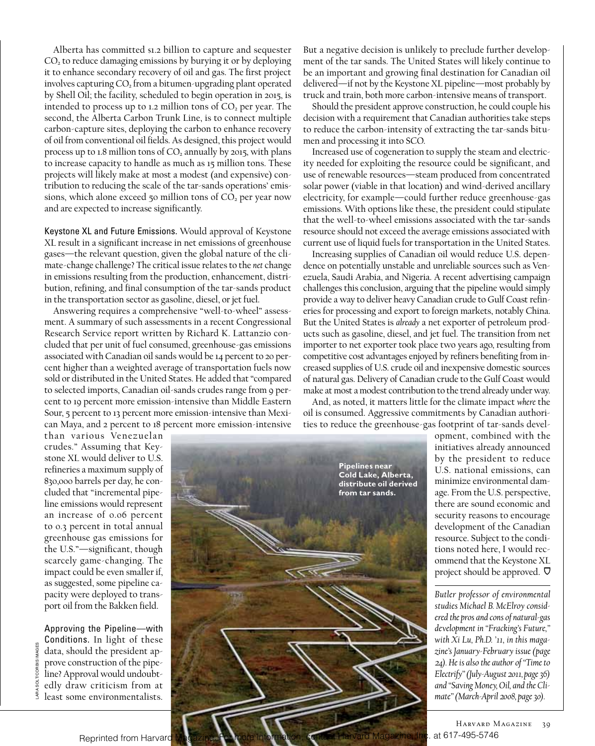Alberta has committed \$1.2 billion to capture and sequester $CO_2$ to reduce damaging emissions by burying it or by deploying it to enhance secondary recovery of oil and gas. The first project involves capturing $CO_2$ from a bitumen-upgrading plant operated by Shell Oil; the facility, scheduled to begin operation in 2015, is intended to process up to 1.2 million tons of $CO_2$ per year. The second, the Alberta Carbon Trunk Line, is to connect multiple carbon-capture sites, deploying the carbon to enhance recovery of oil from conventional oil fields. As designed, this project would process up to 1.8 million tons of $CO_2$ annually by 2015, with plans to increase capacity to handle as much as 15 million tons. These projects will likely make at most a modest (and expensive) contribution to reducing the scale of the tar-sands operations' emissions, which alone exceed 50 million tons of $CO_2$ per year now and are expected to increase significantly.

**Keystone XL and Future Emissions.** Would approval of Keystone XL result in a significant increase in net emissions of greenhouse gases—the relevant question, given the global nature of the climate-change challenge? The critical issue relates to the *net* change in emissions resulting from the production, enhancement, distribution, refining, and final consumption of the tar-sands product in the transportation sector as gasoline, diesel, or jet fuel.

Answering requires a comprehensive "well-to-wheel" assessment. A summary of such assessments in a recent Congressional Research Service report written by Richard K. Lattanzio concluded that per unit of fuel consumed, greenhouse-gas emissions associated with Canadian oil sands would be 14 percent to 20 percent higher than a weighted average of transportation fuels now sold or distributed in the United States. He added that "compared to selected imports, Canadian oil-sands crudes range from 9 percent to 19 percent more emission-intensive than Middle Eastern Sour, 5 percent to 13 percent more emission-intensive than Mexican Maya, and 2 percent to 18 percent more emission-intensive than various Venezuelan crudes." Assuming that Keystone XL would deliver to U.S. refineries a maximum supply of 830,000 barrels per day, he concluded that "incremental pipeline emissions would represent an increase of 0.06 percent to 0.3 percent in total annual greenhouse gas emissions for the U.S."—significant, though scarcely game-changing. The impact could be even smaller if, as suggested, some pipeline capacity were deployed to transport oil from the Bakken field.

**Approving the Pipeline—with Conditions.** In light of these data, should the president approve construction of the pipeline? Approval would undoubtedly draw criticism from at least some environmentalists. But a negative decision is unlikely to preclude further development of the tar sands. The United States will likely continue to be an important and growing final destination for Canadian oil delivered—if not by the Keystone XL pipeline—most probably by truck and train, both more carbon-intensive means of transport.

Should the president approve construction, he could couple his decision with a requirement that Canadian authorities take steps to reduce the carbon-intensity of extracting the tar-sands bitumen and processing it into SCO.

Increased use of cogeneration to supply the steam and electricity needed for exploiting the resource could be significant, and use of renewable resources—steam produced from concentrated solar power (viable in that location) and wind-derived ancillary electricity, for example—could further reduce greenhouse-gas emissions. With options like these, the president could stipulate that the well-to-wheel emissions associated with the tar-sands resource should not exceed the average emissions associated with current use of liquid fuels for transportation in the United States.

Increasing supplies of Canadian oil would reduce U.S. dependence on potentially unstable and unreliable sources such as Venezuela, Saudi Arabia, and Nigeria. A recent advertising campaign challenges this conclusion, arguing that the pipeline would simply provide a way to deliver heavy Canadian crude to Gulf Coast refineries for processing and export to foreign markets, notably China. But the United States is *already* a net exporter of petroleum products such as gasoline, diesel, and jet fuel. The transition from net importer to net exporter took place two years ago, resulting from competitive cost advantages enjoyed by refiners benefiting from increased supplies of U.S. crude oil and inexpensive domestic sources of natural gas. Delivery of Canadian crude to the Gulf Coast would make at most a modest contribution to the trend already under way.

And, as noted, it matters little for the climate impact *where* the oil is consumed. Aggressive commitments by Canadian authorities to reduce the greenhouse-gas footprint of tar-sands development, combined with the initiatives already announced by the president to reduce U.S. national emissions, can minimize environmental damage. From the U.S. perspective, there are sound economic and security reasons to encourage development of the Canadian resource. Subject to the conditions noted here, I would recommend that the Keystone XL project should be approved. ∇

**Pipelines near Cold Lake, Alberta, distribute oil derived from tar sands.**

LARA SOLT/CORBIS IMAGES

*Butler professor of environmental studies Michael B. McElroy considered the pros and cons of natural-gas development in "Fracking's Future," with Xi Lu, Ph.D. '11, in this magazine's January-February issue (page 24). He is also the author of "Time to Electrify" (July-August 2011, page 36) and "Saving Money, Oil, and the Climate" (March-April 2008, page 30).*

Reprinted from Harvard Magazine. For more information, contact Harvard Magazine, Inc. at 617-495-5746